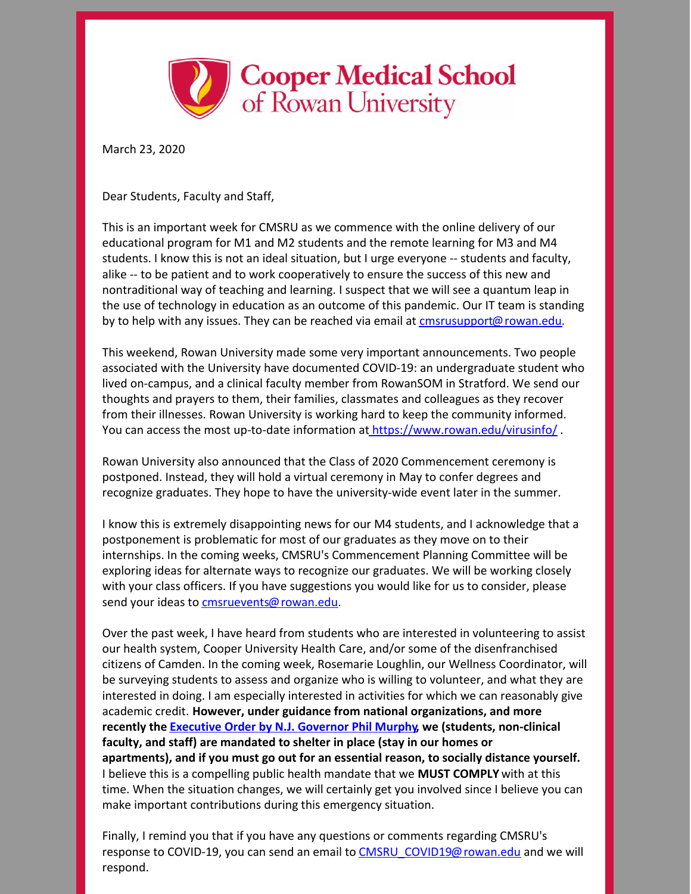Cooper Medical School of Rowan University

March 23, 2020

Dear Students, Faculty and Staff,

This is an important week for CMSRU as we commence with the online delivery of our educational program for M1 and M2 students and the remote learning for M3 and M4 students. I know this is not an ideal situation, but I urge everyone -- students and faculty, alike -- to be patient and to work cooperatively to ensure the success of this new and nontraditional way of teaching and learning. I suspect that we will see a quantum leap in the use of technology in education as an outcome of this pandemic. Our IT team is standing by to help with any issues. They can be reached via email at cmsrusupport@rowan.edu.

This weekend, Rowan University made some very important announcements. Two people associated with the University have documented COVID-19: an undergraduate student who lived on-campus, and a clinical faculty member from RowanSOM in Stratford. We send our thoughts and prayers to them, their families, classmates and colleagues as they recover from their illnesses. Rowan University is working hard to keep the community informed. You can access the most up-to-date information at https://www.rowan.edu/virusinfo/ .

Rowan University also announced that the Class of 2020 Commencement ceremony is postponed. Instead, they will hold a virtual ceremony in May to confer degrees and recognize graduates. They hope to have the university-wide event later in the summer.

I know this is extremely disappointing news for our M4 students, and I acknowledge that a postponement is problematic for most of our graduates as they move on to their internships. In the coming weeks, CMSRU's Commencement Planning Committee will be exploring ideas for alternate ways to recognize our graduates. We will be working closely with your class officers. If you have suggestions you would like for us to consider, please send your ideas to cmsruevents@rowan.edu.

Over the past week, I have heard from students who are interested in volunteering to assist our health system, Cooper University Health Care, and/or some of the disenfranchised citizens of Camden. In the coming week, Rosemarie Loughlin, our Wellness Coordinator, will be surveying students to assess and organize who is willing to volunteer, and what they are interested in doing. I am especially interested in activities for which we can reasonably give academic credit. **However, under guidance from national organizations, and more recently the Executive Order by N.J. Governor Phil Murphy, we (students, non-clinical faculty, and staff) are mandated to shelter in place (stay in our homes or apartments), and if you must go out for an essential reason, to socially distance yourself.** I believe this is a compelling public health mandate that we **MUST COMPLY** with at this time. When the situation changes, we will certainly get you involved since I believe you can make important contributions during this emergency situation.

Finally, I remind you that if you have any questions or comments regarding CMSRU's response to COVID-19, you can send an email to CMSRU_COVID19@rowan.edu and we will respond.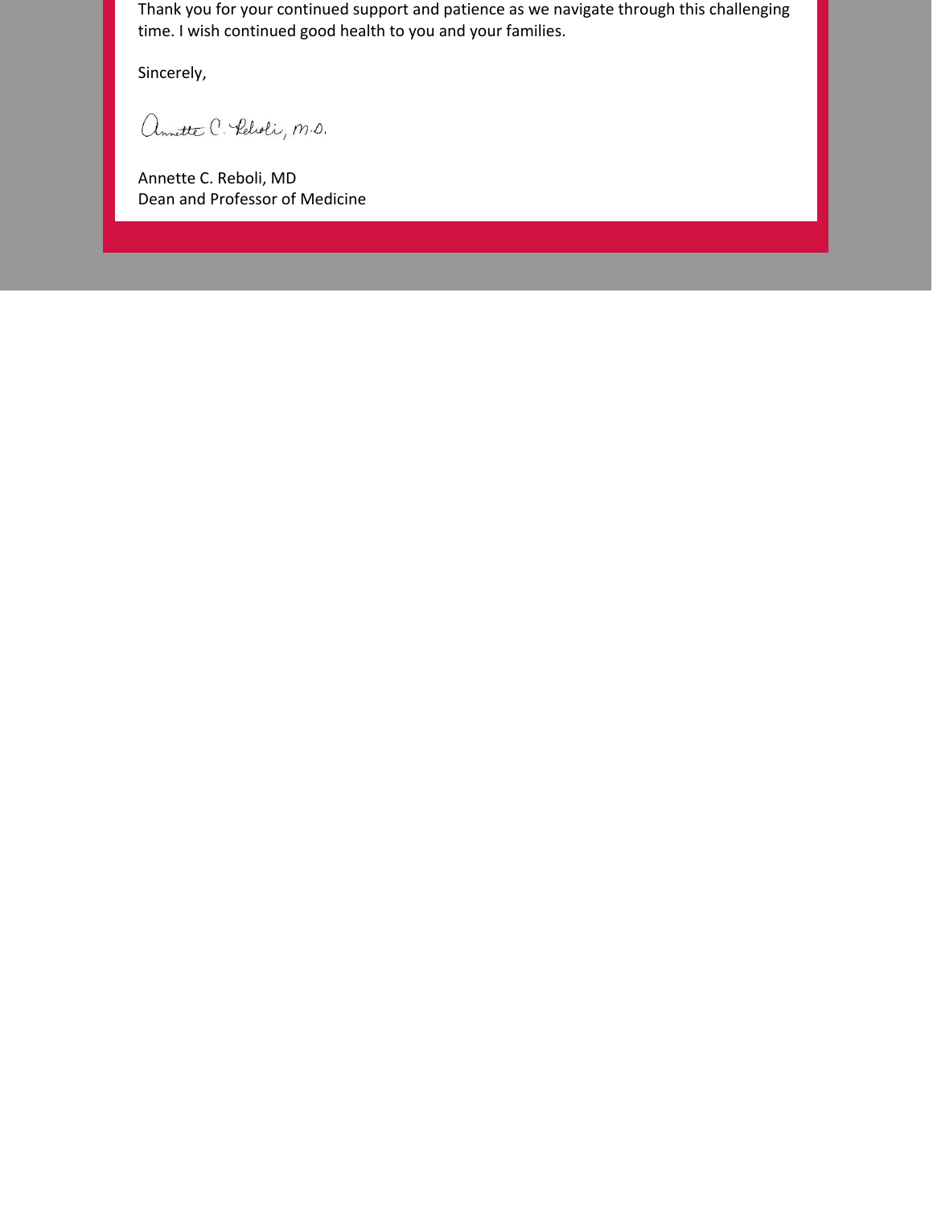Thank you for your continued support and patience as we navigate through this challenging time. I wish continued good health to you and your families.

Sincerely,

Annette C. Reboli, M.D.

Annette C. Reboli, MD
Dean and Professor of Medicine